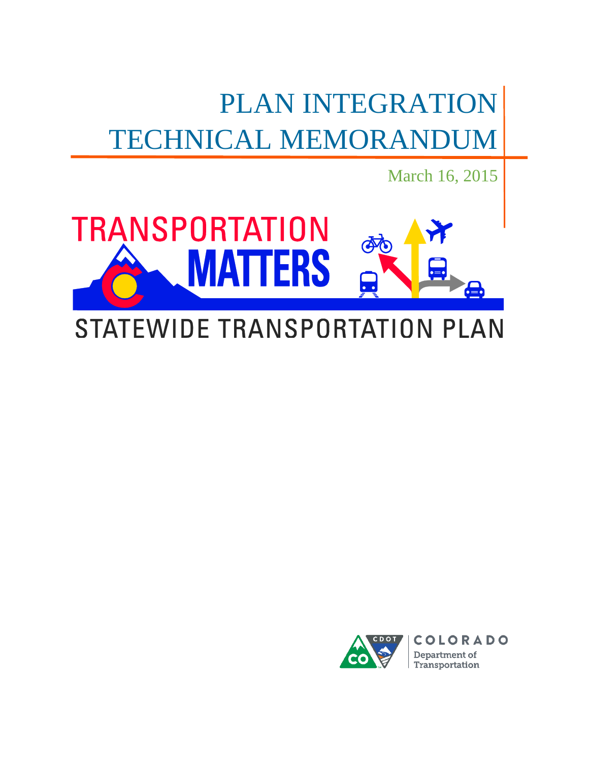# PLAN INTEGRATION TECHNICAL MEMORANDUM

March 16, 2015

TRANSPORTATION MATTERS

STATEWIDE TRANSPORTATION PLAN

COLORADO Department of Transportation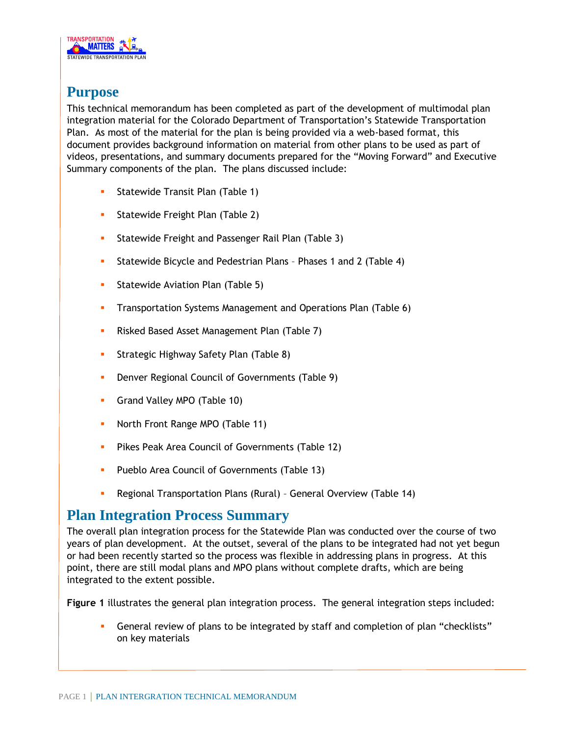## Purpose

This technical memorandum has been completed as part of the development of multimodal plan integration material for the Colorado Department of Transportation's Statewide Transportation Plan. As most of the material for the plan is being provided via a web-based format, this document provides background information on material from other plans to be used as part of videos, presentations, and summary documents prepared for the "Moving Forward" and Executive Summary components of the plan. The plans discussed include:

- Statewide Transit Plan (Table 1)
- Statewide Freight Plan (Table 2)
- Statewide Freight and Passenger Rail Plan (Table 3)
- Statewide Bicycle and Pedestrian Plans – Phases 1 and 2 (Table 4)
- Statewide Aviation Plan (Table 5)
- Transportation Systems Management and Operations Plan (Table 6)
- Risked Based Asset Management Plan (Table 7)
- Strategic Highway Safety Plan (Table 8)
- Denver Regional Council of Governments (Table 9)
- Grand Valley MPO (Table 10)
- North Front Range MPO (Table 11)
- Pikes Peak Area Council of Governments (Table 12)
- Pueblo Area Council of Governments (Table 13)
- Regional Transportation Plans (Rural) – General Overview (Table 14)

## Plan Integration Process Summary

The overall plan integration process for the Statewide Plan was conducted over the course of two years of plan development. At the outset, several of the plans to be integrated had not yet begun or had been recently started so the process was flexible in addressing plans in progress. At this point, there are still modal plans and MPO plans without complete drafts, which are being integrated to the extent possible.

**Figure 1** illustrates the general plan integration process. The general integration steps included:

- General review of plans to be integrated by staff and completion of plan "checklists" on key materials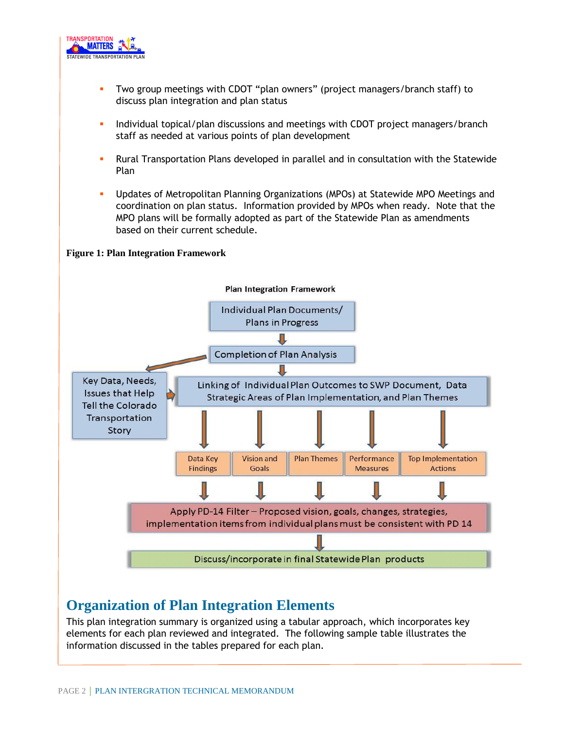- Two group meetings with CDOT "plan owners" (project managers/branch staff) to discuss plan integration and plan status
- Individual topical/plan discussions and meetings with CDOT project managers/branch staff as needed at various points of plan development
- Rural Transportation Plans developed in parallel and in consultation with the Statewide Plan
- Updates of Metropolitan Planning Organizations (MPOs) at Statewide MPO Meetings and coordination on plan status. Information provided by MPOs when ready. Note that the MPO plans will be formally adopted as part of the Statewide Plan as amendments based on their current schedule.

**Figure 1: Plan Integration Framework**

**Plan Integration Framework**

Individual Plan Documents/ Plans in Progress

Completion of Plan Analysis

Key Data, Needs, Issues that Help Tell the Colorado Transportation Story

Linking of Individual Plan Outcomes to SWP Document, Data Strategic Areas of Plan Implementation, and Plan Themes

Data Key Findings | Vision and Goals | Plan Themes | Performance Measures | Top Implementation Actions

Apply PD-14 Filter – Proposed vision, goals, changes, strategies, implementation items from individual plans must be consistent with PD 14

Discuss/incorporate in final Statewide Plan products

## Organization of Plan Integration Elements

This plan integration summary is organized using a tabular approach, which incorporates key elements for each plan reviewed and integrated. The following sample table illustrates the information discussed in the tables prepared for each plan.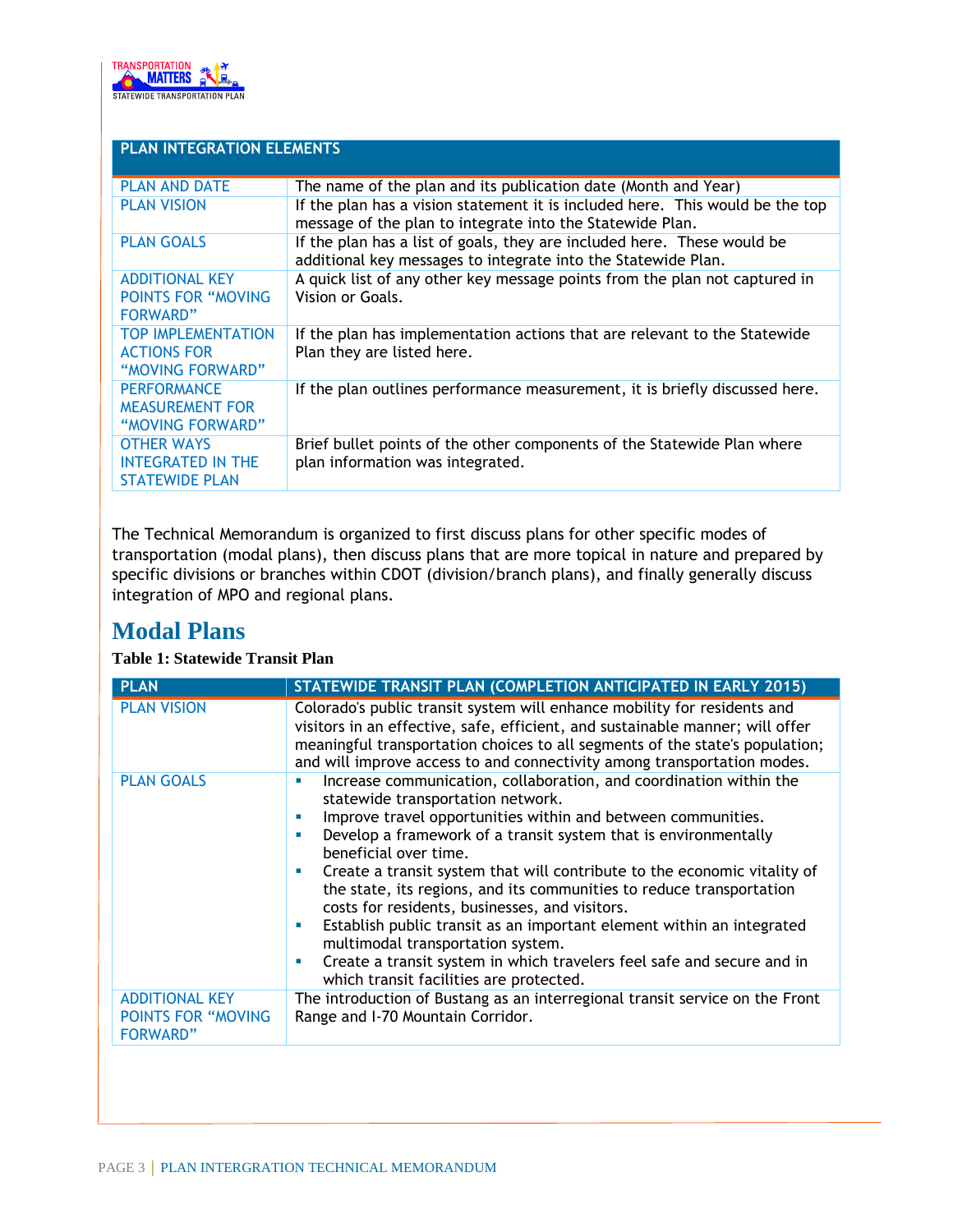| PLAN INTEGRATION ELEMENTS | |
|---|---|
| PLAN AND DATE | The name of the plan and its publication date (Month and Year) |
| PLAN VISION | If the plan has a vision statement it is included here. This would be the top message of the plan to integrate into the Statewide Plan. |
| PLAN GOALS | If the plan has a list of goals, they are included here. These would be additional key messages to integrate into the Statewide Plan. |
| ADDITIONAL KEY POINTS FOR "MOVING FORWARD" | A quick list of any other key message points from the plan not captured in Vision or Goals. |
| TOP IMPLEMENTATION ACTIONS FOR "MOVING FORWARD" | If the plan has implementation actions that are relevant to the Statewide Plan they are listed here. |
| PERFORMANCE MEASUREMENT FOR "MOVING FORWARD" | If the plan outlines performance measurement, it is briefly discussed here. |
| OTHER WAYS INTEGRATED IN THE STATEWIDE PLAN | Brief bullet points of the other components of the Statewide Plan where plan information was integrated. |

The Technical Memorandum is organized to first discuss plans for other specific modes of transportation (modal plans), then discuss plans that are more topical in nature and prepared by specific divisions or branches within CDOT (division/branch plans), and finally generally discuss integration of MPO and regional plans.

## Modal Plans

**Table 1: Statewide Transit Plan**

| PLAN | STATEWIDE TRANSIT PLAN (COMPLETION ANTICIPATED IN EARLY 2015) |
|---|---|
| PLAN VISION | Colorado's public transit system will enhance mobility for residents and visitors in an effective, safe, efficient, and sustainable manner; will offer meaningful transportation choices to all segments of the state's population; and will improve access to and connectivity among transportation modes. |
| PLAN GOALS | ▪ Increase communication, collaboration, and coordination within the statewide transportation network.<br>▪ Improve travel opportunities within and between communities.<br>▪ Develop a framework of a transit system that is environmentally beneficial over time.<br>▪ Create a transit system that will contribute to the economic vitality of the state, its regions, and its communities to reduce transportation costs for residents, businesses, and visitors.<br>▪ Establish public transit as an important element within an integrated multimodal transportation system.<br>▪ Create a transit system in which travelers feel safe and secure and in which transit facilities are protected. |
| ADDITIONAL KEY POINTS FOR "MOVING FORWARD" | The introduction of Bustang as an interregional transit service on the Front Range and I-70 Mountain Corridor. |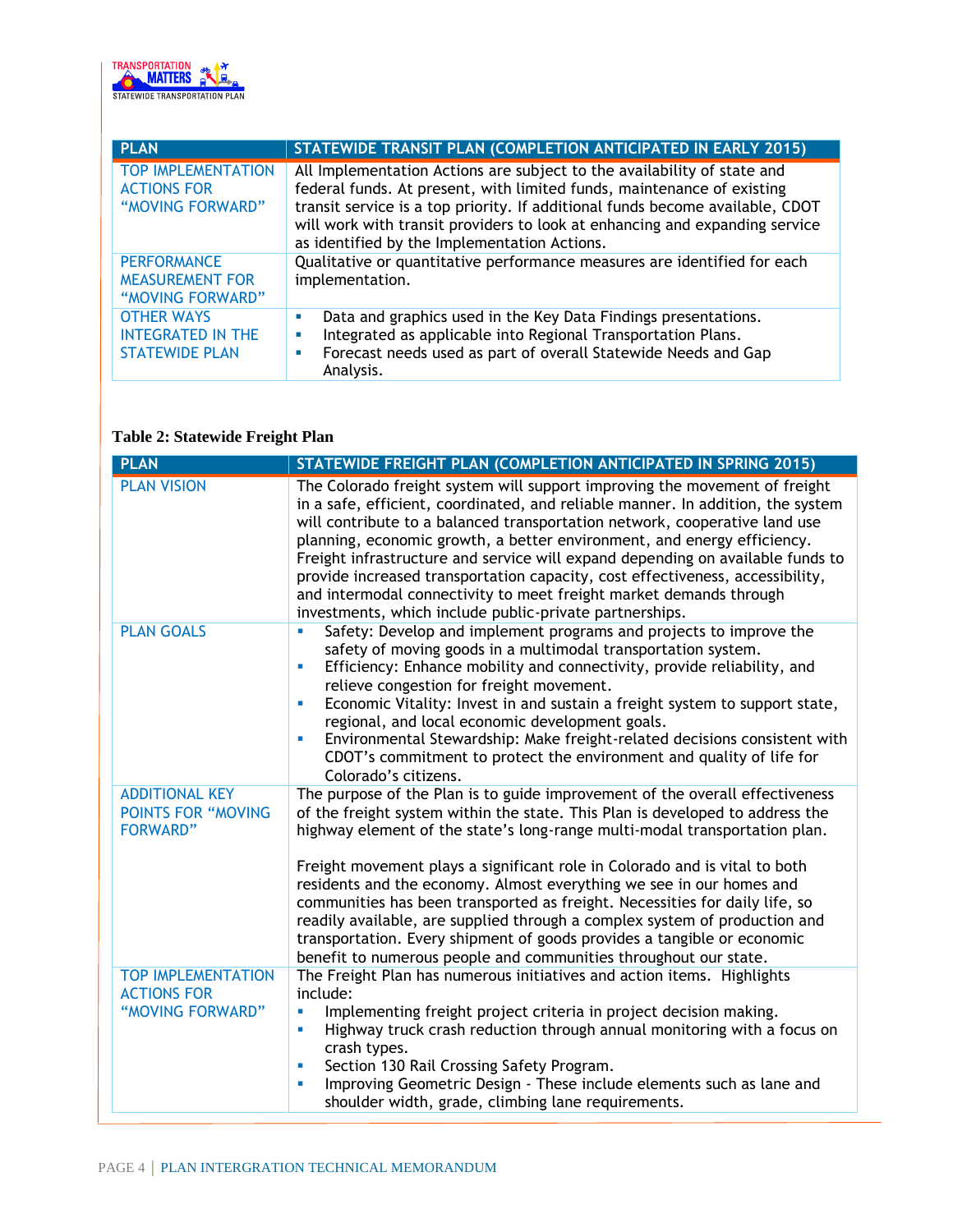| PLAN | STATEWIDE TRANSIT PLAN (COMPLETION ANTICIPATED IN EARLY 2015) |
| --- | --- |
| TOP IMPLEMENTATION ACTIONS FOR "MOVING FORWARD" | All Implementation Actions are subject to the availability of state and federal funds. At present, with limited funds, maintenance of existing transit service is a top priority. If additional funds become available, CDOT will work with transit providers to look at enhancing and expanding service as identified by the Implementation Actions. |
| PERFORMANCE MEASUREMENT FOR "MOVING FORWARD" | Qualitative or quantitative performance measures are identified for each implementation. |
| OTHER WAYS INTEGRATED IN THE STATEWIDE PLAN | ▪ Data and graphics used in the Key Data Findings presentations.<br>▪ Integrated as applicable into Regional Transportation Plans.<br>▪ Forecast needs used as part of overall Statewide Needs and Gap Analysis. |

**Table 2: Statewide Freight Plan**

| PLAN | STATEWIDE FREIGHT PLAN (COMPLETION ANTICIPATED IN SPRING 2015) |
| --- | --- |
| PLAN VISION | The Colorado freight system will support improving the movement of freight in a safe, efficient, coordinated, and reliable manner. In addition, the system will contribute to a balanced transportation network, cooperative land use planning, economic growth, a better environment, and energy efficiency. Freight infrastructure and service will expand depending on available funds to provide increased transportation capacity, cost effectiveness, accessibility, and intermodal connectivity to meet freight market demands through investments, which include public-private partnerships. |
| PLAN GOALS | ▪ Safety: Develop and implement programs and projects to improve the safety of moving goods in a multimodal transportation system.<br>▪ Efficiency: Enhance mobility and connectivity, provide reliability, and relieve congestion for freight movement.<br>▪ Economic Vitality: Invest in and sustain a freight system to support state, regional, and local economic development goals.<br>▪ Environmental Stewardship: Make freight-related decisions consistent with CDOT's commitment to protect the environment and quality of life for Colorado's citizens. |
| ADDITIONAL KEY POINTS FOR "MOVING FORWARD" | The purpose of the Plan is to guide improvement of the overall effectiveness of the freight system within the state. This Plan is developed to address the highway element of the state's long-range multi-modal transportation plan.<br><br>Freight movement plays a significant role in Colorado and is vital to both residents and the economy. Almost everything we see in our homes and communities has been transported as freight. Necessities for daily life, so readily available, are supplied through a complex system of production and transportation. Every shipment of goods provides a tangible or economic benefit to numerous people and communities throughout our state. |
| TOP IMPLEMENTATION ACTIONS FOR "MOVING FORWARD" | The Freight Plan has numerous initiatives and action items. Highlights include:<br>▪ Implementing freight project criteria in project decision making.<br>▪ Highway truck crash reduction through annual monitoring with a focus on crash types.<br>▪ Section 130 Rail Crossing Safety Program.<br>▪ Improving Geometric Design - These include elements such as lane and shoulder width, grade, climbing lane requirements. |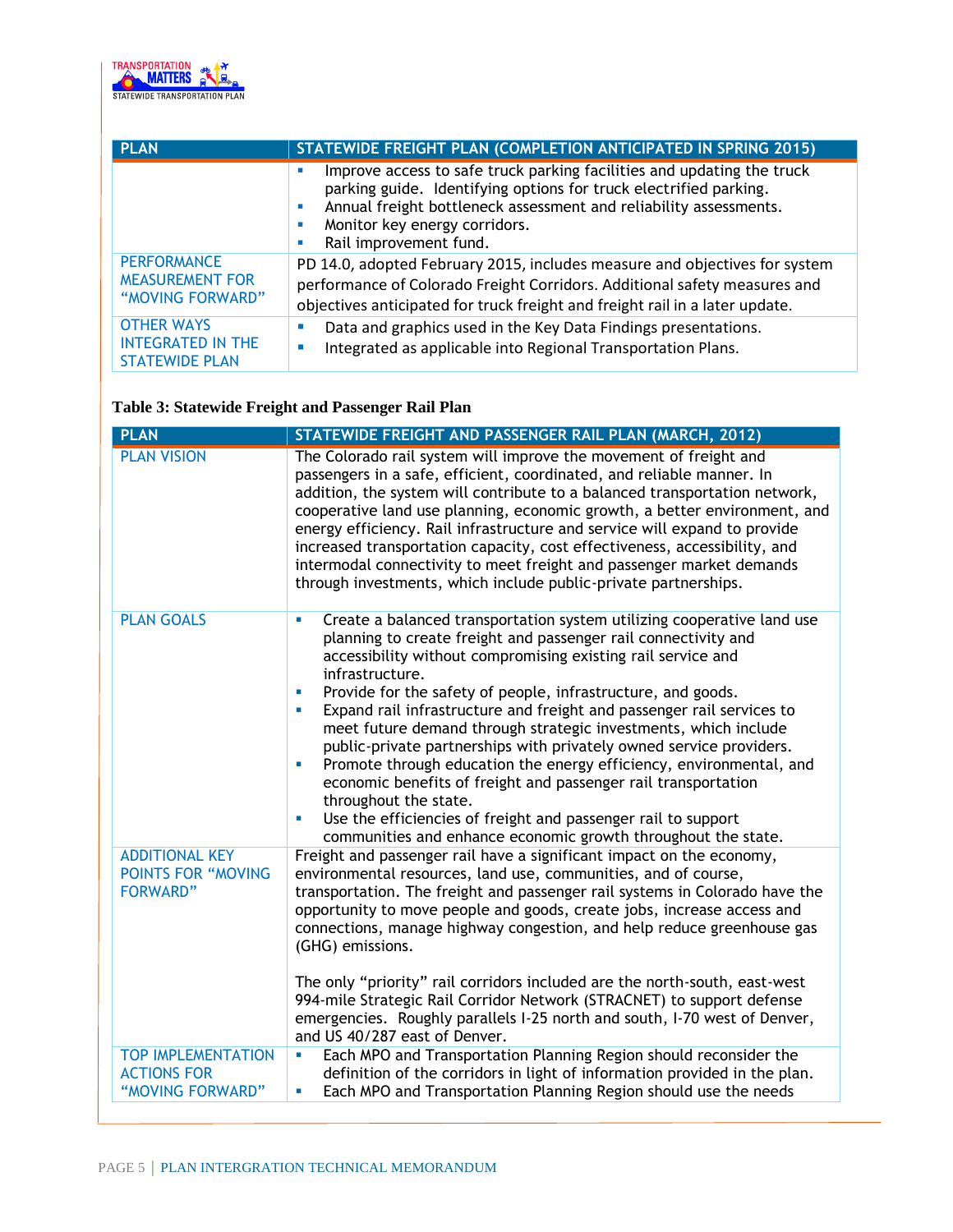| PLAN | STATEWIDE FREIGHT PLAN (COMPLETION ANTICIPATED IN SPRING 2015) |
|---|---|
| | ▪ Improve access to safe truck parking facilities and updating the truck parking guide. Identifying options for truck electrified parking.<br>▪ Annual freight bottleneck assessment and reliability assessments.<br>▪ Monitor key energy corridors.<br>▪ Rail improvement fund. |
| PERFORMANCE MEASUREMENT FOR "MOVING FORWARD" | PD 14.0, adopted February 2015, includes measure and objectives for system performance of Colorado Freight Corridors. Additional safety measures and objectives anticipated for truck freight and freight rail in a later update. |
| OTHER WAYS INTEGRATED IN THE STATEWIDE PLAN | ▪ Data and graphics used in the Key Data Findings presentations.<br>▪ Integrated as applicable into Regional Transportation Plans. |

**Table 3: Statewide Freight and Passenger Rail Plan**

| PLAN | STATEWIDE FREIGHT AND PASSENGER RAIL PLAN (MARCH, 2012) |
|---|---|
| PLAN VISION | The Colorado rail system will improve the movement of freight and passengers in a safe, efficient, coordinated, and reliable manner. In addition, the system will contribute to a balanced transportation network, cooperative land use planning, economic growth, a better environment, and energy efficiency. Rail infrastructure and service will expand to provide increased transportation capacity, cost effectiveness, accessibility, and intermodal connectivity to meet freight and passenger market demands through investments, which include public-private partnerships. |
| PLAN GOALS | ▪ Create a balanced transportation system utilizing cooperative land use planning to create freight and passenger rail connectivity and accessibility without compromising existing rail service and infrastructure.<br>▪ Provide for the safety of people, infrastructure, and goods.<br>▪ Expand rail infrastructure and freight and passenger rail services to meet future demand through strategic investments, which include public-private partnerships with privately owned service providers.<br>▪ Promote through education the energy efficiency, environmental, and economic benefits of freight and passenger rail transportation throughout the state.<br>▪ Use the efficiencies of freight and passenger rail to support communities and enhance economic growth throughout the state. |
| ADDITIONAL KEY POINTS FOR "MOVING FORWARD" | Freight and passenger rail have a significant impact on the economy, environmental resources, land use, communities, and of course, transportation. The freight and passenger rail systems in Colorado have the opportunity to move people and goods, create jobs, increase access and connections, manage highway congestion, and help reduce greenhouse gas (GHG) emissions.<br><br>The only "priority" rail corridors included are the north-south, east-west 994-mile Strategic Rail Corridor Network (STRACNET) to support defense emergencies. Roughly parallels I-25 north and south, I-70 west of Denver, and US 40/287 east of Denver. |
| TOP IMPLEMENTATION ACTIONS FOR "MOVING FORWARD" | ▪ Each MPO and Transportation Planning Region should reconsider the definition of the corridors in light of information provided in the plan.<br>▪ Each MPO and Transportation Planning Region should use the needs |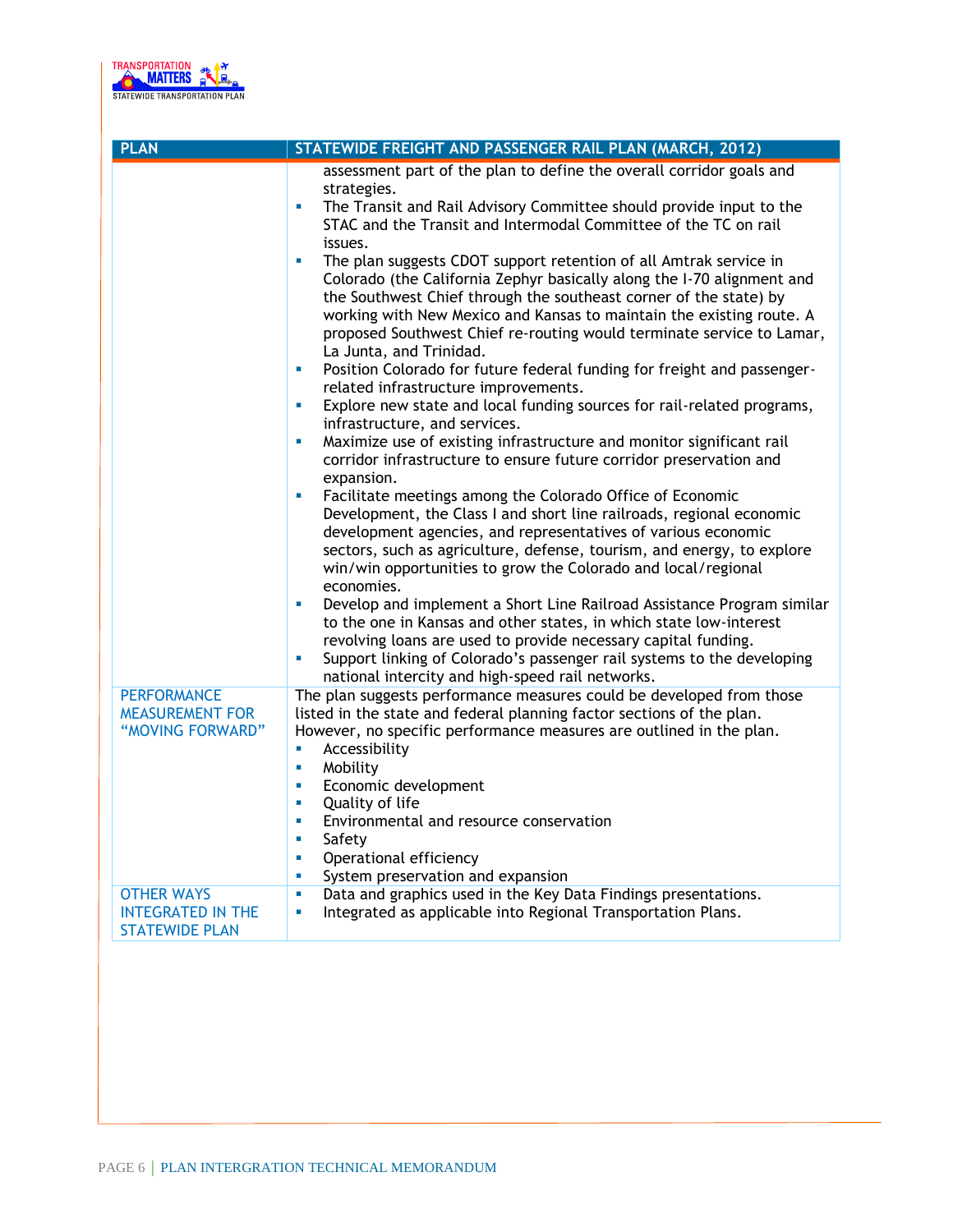| PLAN | STATEWIDE FREIGHT AND PASSENGER RAIL PLAN (MARCH, 2012) |
|---|---|
| | assessment part of the plan to define the overall corridor goals and strategies.<br>▪ The Transit and Rail Advisory Committee should provide input to the STAC and the Transit and Intermodal Committee of the TC on rail issues.<br>▪ The plan suggests CDOT support retention of all Amtrak service in Colorado (the California Zephyr basically along the I-70 alignment and the Southwest Chief through the southeast corner of the state) by working with New Mexico and Kansas to maintain the existing route. A proposed Southwest Chief re-routing would terminate service to Lamar, La Junta, and Trinidad.<br>▪ Position Colorado for future federal funding for freight and passenger-related infrastructure improvements.<br>▪ Explore new state and local funding sources for rail-related programs, infrastructure, and services.<br>▪ Maximize use of existing infrastructure and monitor significant rail corridor infrastructure to ensure future corridor preservation and expansion.<br>▪ Facilitate meetings among the Colorado Office of Economic Development, the Class I and short line railroads, regional economic development agencies, and representatives of various economic sectors, such as agriculture, defense, tourism, and energy, to explore win/win opportunities to grow the Colorado and local/regional economies.<br>▪ Develop and implement a Short Line Railroad Assistance Program similar to the one in Kansas and other states, in which state low-interest revolving loans are used to provide necessary capital funding.<br>▪ Support linking of Colorado's passenger rail systems to the developing national intercity and high-speed rail networks. |
| PERFORMANCE MEASUREMENT FOR "MOVING FORWARD" | The plan suggests performance measures could be developed from those listed in the state and federal planning factor sections of the plan. However, no specific performance measures are outlined in the plan.<br>▪ Accessibility<br>▪ Mobility<br>▪ Economic development<br>▪ Quality of life<br>▪ Environmental and resource conservation<br>▪ Safety<br>▪ Operational efficiency<br>▪ System preservation and expansion |
| OTHER WAYS INTEGRATED IN THE STATEWIDE PLAN | ▪ Data and graphics used in the Key Data Findings presentations.<br>▪ Integrated as applicable into Regional Transportation Plans. |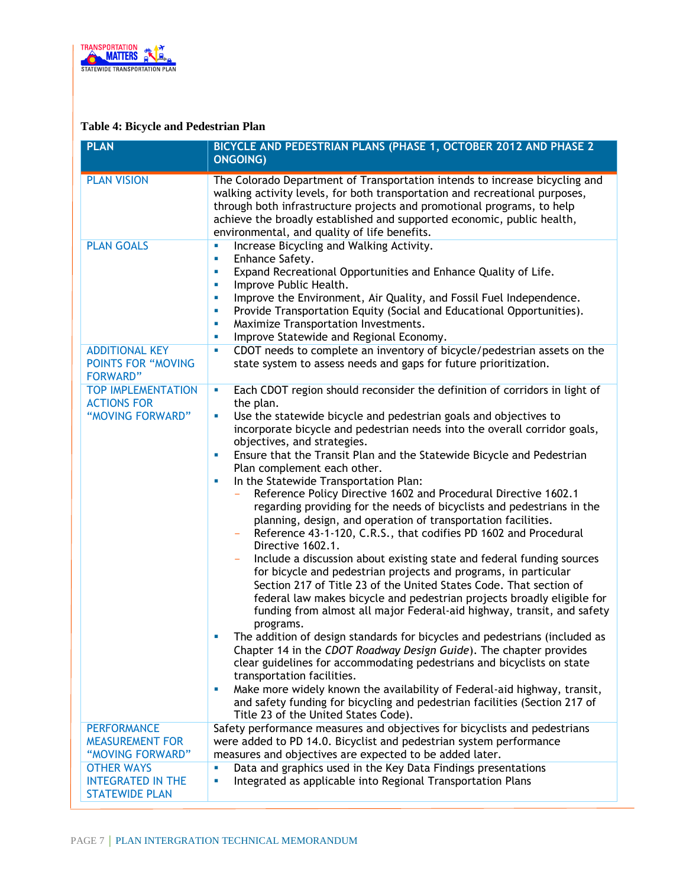**Table 4: Bicycle and Pedestrian Plan**

| PLAN | BICYCLE AND PEDESTRIAN PLANS (PHASE 1, OCTOBER 2012 AND PHASE 2 ONGOING) |
|---|---|
| PLAN VISION | The Colorado Department of Transportation intends to increase bicycling and walking activity levels, for both transportation and recreational purposes, through both infrastructure projects and promotional programs, to help achieve the broadly established and supported economic, public health, environmental, and quality of life benefits. |
| PLAN GOALS | ▪ Increase Bicycling and Walking Activity.<br>▪ Enhance Safety.<br>▪ Expand Recreational Opportunities and Enhance Quality of Life.<br>▪ Improve Public Health.<br>▪ Improve the Environment, Air Quality, and Fossil Fuel Independence.<br>▪ Provide Transportation Equity (Social and Educational Opportunities).<br>▪ Maximize Transportation Investments.<br>▪ Improve Statewide and Regional Economy. |
| ADDITIONAL KEY POINTS FOR "MOVING FORWARD" | ▪ CDOT needs to complete an inventory of bicycle/pedestrian assets on the state system to assess needs and gaps for future prioritization. |
| TOP IMPLEMENTATION ACTIONS FOR "MOVING FORWARD" | ▪ Each CDOT region should reconsider the definition of corridors in light of the plan.<br>▪ Use the statewide bicycle and pedestrian goals and objectives to incorporate bicycle and pedestrian needs into the overall corridor goals, objectives, and strategies.<br>▪ Ensure that the Transit Plan and the Statewide Bicycle and Pedestrian Plan complement each other.<br>▪ In the Statewide Transportation Plan:<br>– Reference Policy Directive 1602 and Procedural Directive 1602.1 regarding providing for the needs of bicyclists and pedestrians in the planning, design, and operation of transportation facilities.<br>– Reference 43-1-120, C.R.S., that codifies PD 1602 and Procedural Directive 1602.1.<br>– Include a discussion about existing state and federal funding sources for bicycle and pedestrian projects and programs, in particular Section 217 of Title 23 of the United States Code. That section of federal law makes bicycle and pedestrian projects broadly eligible for funding from almost all major Federal-aid highway, transit, and safety programs.<br>▪ The addition of design standards for bicycles and pedestrians (included as Chapter 14 in the *CDOT Roadway Design Guide*). The chapter provides clear guidelines for accommodating pedestrians and bicyclists on state transportation facilities.<br>▪ Make more widely known the availability of Federal-aid highway, transit, and safety funding for bicycling and pedestrian facilities (Section 217 of Title 23 of the United States Code). |
| PERFORMANCE MEASUREMENT FOR "MOVING FORWARD" | Safety performance measures and objectives for bicyclists and pedestrians were added to PD 14.0. Bicyclist and pedestrian system performance measures and objectives are expected to be added later. |
| OTHER WAYS INTEGRATED IN THE STATEWIDE PLAN | ▪ Data and graphics used in the Key Data Findings presentations<br>▪ Integrated as applicable into Regional Transportation Plans |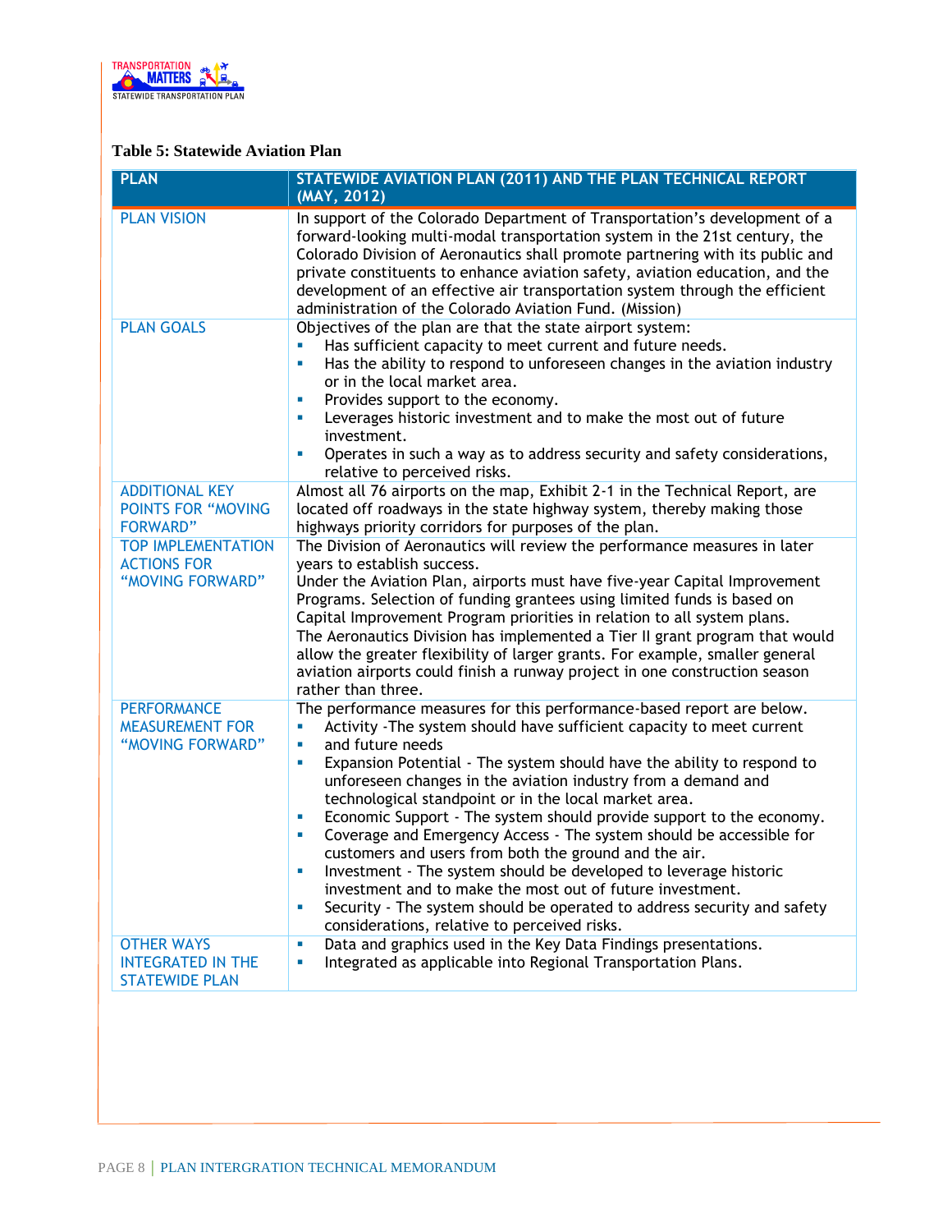**Table 5: Statewide Aviation Plan**

| PLAN | STATEWIDE AVIATION PLAN (2011) AND THE PLAN TECHNICAL REPORT (MAY, 2012) |
|---|---|
| PLAN VISION | In support of the Colorado Department of Transportation's development of a forward-looking multi-modal transportation system in the 21st century, the Colorado Division of Aeronautics shall promote partnering with its public and private constituents to enhance aviation safety, aviation education, and the development of an effective air transportation system through the efficient administration of the Colorado Aviation Fund. (Mission) |
| PLAN GOALS | Objectives of the plan are that the state airport system:<br>▪ Has sufficient capacity to meet current and future needs.<br>▪ Has the ability to respond to unforeseen changes in the aviation industry or in the local market area.<br>▪ Provides support to the economy.<br>▪ Leverages historic investment and to make the most out of future investment.<br>▪ Operates in such a way as to address security and safety considerations, relative to perceived risks. |
| ADDITIONAL KEY POINTS FOR "MOVING FORWARD" | Almost all 76 airports on the map, Exhibit 2-1 in the Technical Report, are located off roadways in the state highway system, thereby making those highways priority corridors for purposes of the plan. |
| TOP IMPLEMENTATION ACTIONS FOR "MOVING FORWARD" | The Division of Aeronautics will review the performance measures in later years to establish success.<br>Under the Aviation Plan, airports must have five-year Capital Improvement Programs. Selection of funding grantees using limited funds is based on Capital Improvement Program priorities in relation to all system plans.<br>The Aeronautics Division has implemented a Tier II grant program that would allow the greater flexibility of larger grants. For example, smaller general aviation airports could finish a runway project in one construction season rather than three. |
| PERFORMANCE MEASUREMENT FOR "MOVING FORWARD" | The performance measures for this performance-based report are below.<br>▪ Activity -The system should have sufficient capacity to meet current<br>▪ and future needs<br>▪ Expansion Potential - The system should have the ability to respond to unforeseen changes in the aviation industry from a demand and technological standpoint or in the local market area.<br>▪ Economic Support - The system should provide support to the economy.<br>▪ Coverage and Emergency Access - The system should be accessible for customers and users from both the ground and the air.<br>▪ Investment - The system should be developed to leverage historic investment and to make the most out of future investment.<br>▪ Security - The system should be operated to address security and safety considerations, relative to perceived risks. |
| OTHER WAYS INTEGRATED IN THE STATEWIDE PLAN | ▪ Data and graphics used in the Key Data Findings presentations.<br>▪ Integrated as applicable into Regional Transportation Plans. |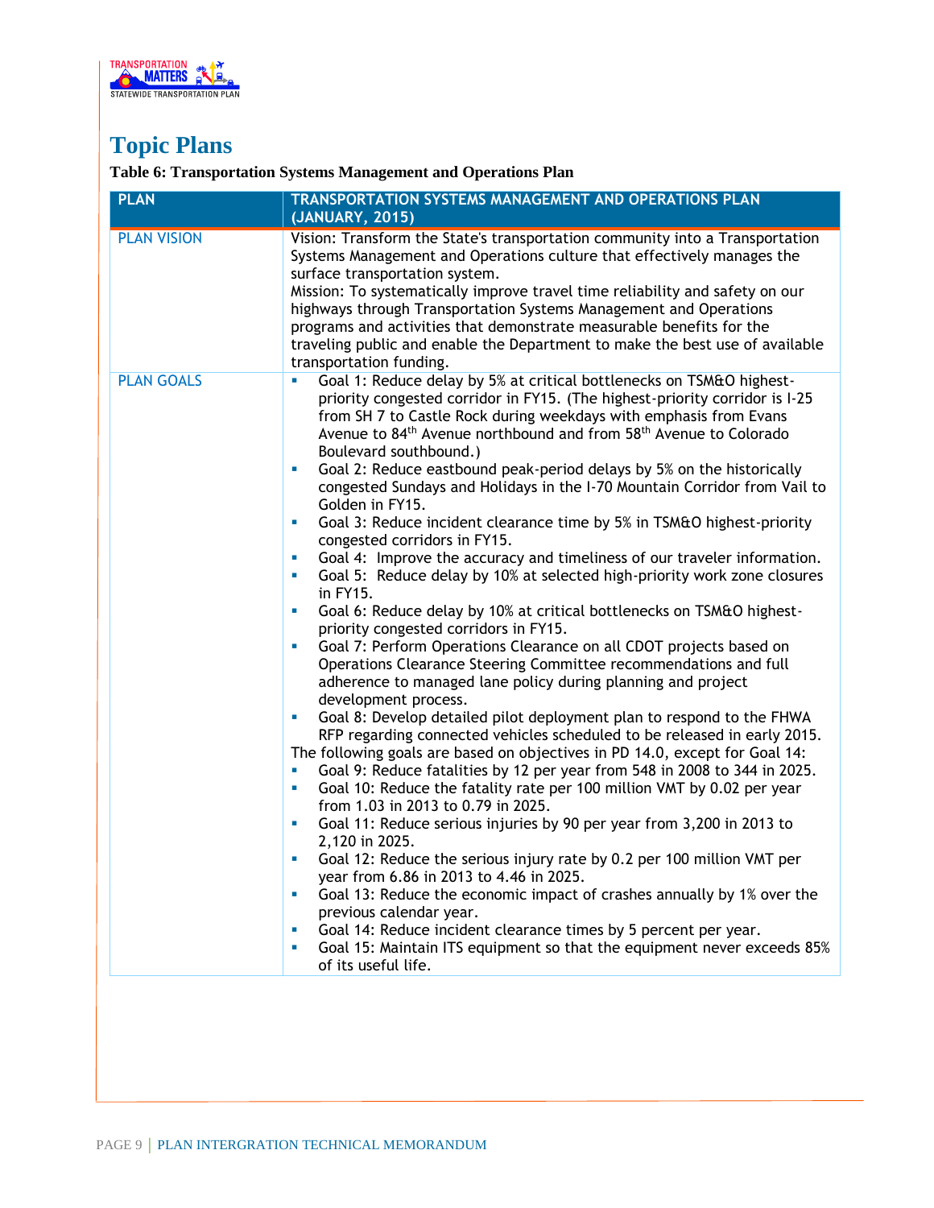# Topic Plans

**Table 6: Transportation Systems Management and Operations Plan**

| PLAN | TRANSPORTATION SYSTEMS MANAGEMENT AND OPERATIONS PLAN (JANUARY, 2015) |
|---|---|
| PLAN VISION | Vision: Transform the State's transportation community into a Transportation Systems Management and Operations culture that effectively manages the surface transportation system.<br>Mission: To systematically improve travel time reliability and safety on our highways through Transportation Systems Management and Operations programs and activities that demonstrate measurable benefits for the traveling public and enable the Department to make the best use of available transportation funding. |
| PLAN GOALS | ▪ Goal 1: Reduce delay by 5% at critical bottlenecks on TSM&O highest-priority congested corridor in FY15. (The highest-priority corridor is I-25 from SH 7 to Castle Rock during weekdays with emphasis from Evans Avenue to 84th Avenue northbound and from 58th Avenue to Colorado Boulevard southbound.)<br>▪ Goal 2: Reduce eastbound peak-period delays by 5% on the historically congested Sundays and Holidays in the I-70 Mountain Corridor from Vail to Golden in FY15.<br>▪ Goal 3: Reduce incident clearance time by 5% in TSM&O highest-priority congested corridors in FY15.<br>▪ Goal 4: Improve the accuracy and timeliness of our traveler information.<br>▪ Goal 5: Reduce delay by 10% at selected high-priority work zone closures in FY15.<br>▪ Goal 6: Reduce delay by 10% at critical bottlenecks on TSM&O highest-priority congested corridors in FY15.<br>▪ Goal 7: Perform Operations Clearance on all CDOT projects based on Operations Clearance Steering Committee recommendations and full adherence to managed lane policy during planning and project development process.<br>▪ Goal 8: Develop detailed pilot deployment plan to respond to the FHWA RFP regarding connected vehicles scheduled to be released in early 2015.<br>The following goals are based on objectives in PD 14.0, except for Goal 14:<br>▪ Goal 9: Reduce fatalities by 12 per year from 548 in 2008 to 344 in 2025.<br>▪ Goal 10: Reduce the fatality rate per 100 million VMT by 0.02 per year from 1.03 in 2013 to 0.79 in 2025.<br>▪ Goal 11: Reduce serious injuries by 90 per year from 3,200 in 2013 to 2,120 in 2025.<br>▪ Goal 12: Reduce the serious injury rate by 0.2 per 100 million VMT per year from 6.86 in 2013 to 4.46 in 2025.<br>▪ Goal 13: Reduce the economic impact of crashes annually by 1% over the previous calendar year.<br>▪ Goal 14: Reduce incident clearance times by 5 percent per year.<br>▪ Goal 15: Maintain ITS equipment so that the equipment never exceeds 85% of its useful life. |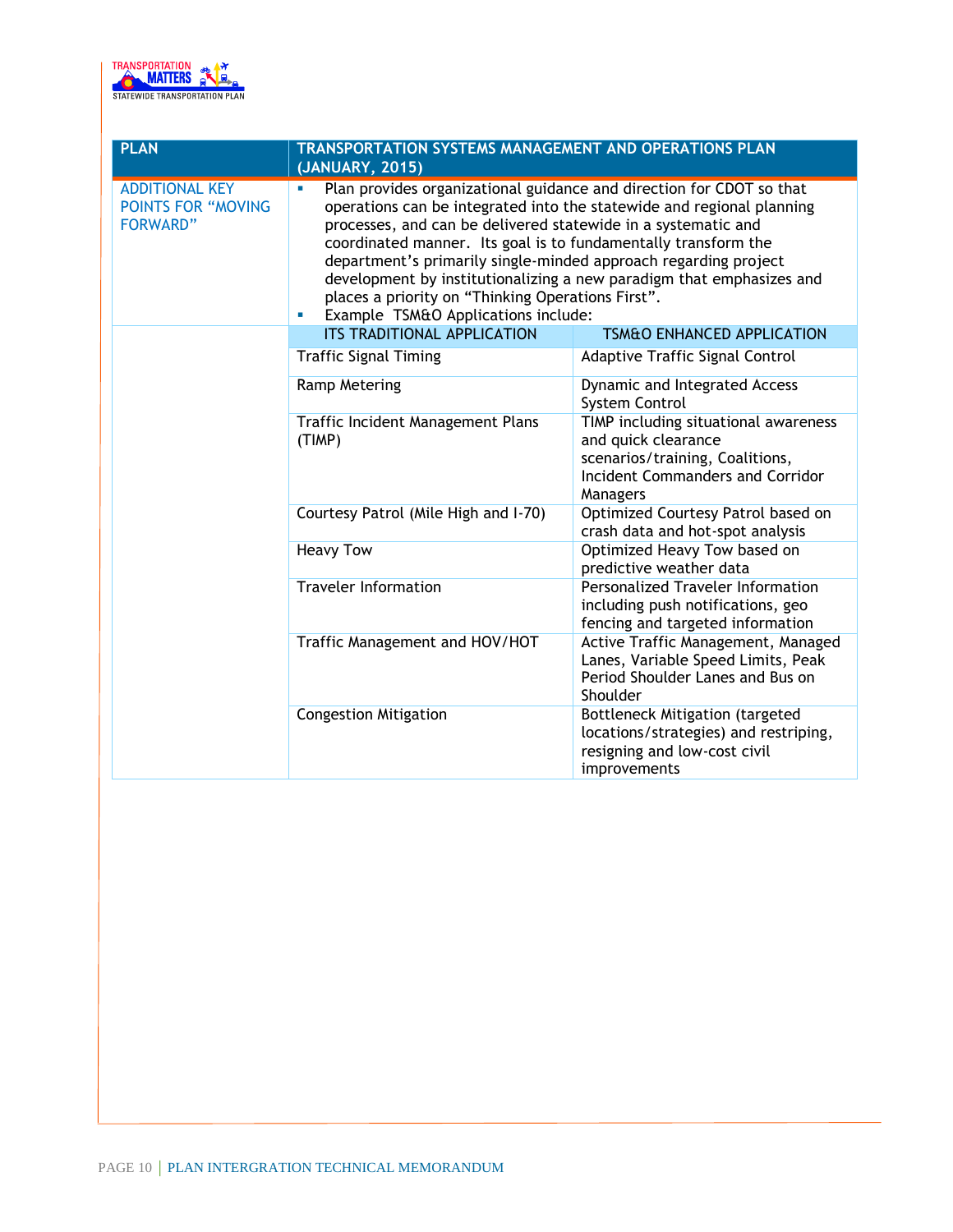| PLAN | TRANSPORTATION SYSTEMS MANAGEMENT AND OPERATIONS PLAN (JANUARY, 2015) | |
|---|---|---|
| ADDITIONAL KEY POINTS FOR "MOVING FORWARD" | ▪ Plan provides organizational guidance and direction for CDOT so that operations can be integrated into the statewide and regional planning processes, and can be delivered statewide in a systematic and coordinated manner. Its goal is to fundamentally transform the department's primarily single-minded approach regarding project development by institutionalizing a new paradigm that emphasizes and places a priority on "Thinking Operations First".<br>▪ Example TSM&O Applications include: | |
| | ITS TRADITIONAL APPLICATION | TSM&O ENHANCED APPLICATION |
| | Traffic Signal Timing | Adaptive Traffic Signal Control |
| | Ramp Metering | Dynamic and Integrated Access System Control |
| | Traffic Incident Management Plans (TIMP) | TIMP including situational awareness and quick clearance scenarios/training, Coalitions, Incident Commanders and Corridor Managers |
| | Courtesy Patrol (Mile High and I-70) | Optimized Courtesy Patrol based on crash data and hot-spot analysis |
| | Heavy Tow | Optimized Heavy Tow based on predictive weather data |
| | Traveler Information | Personalized Traveler Information including push notifications, geo fencing and targeted information |
| | Traffic Management and HOV/HOT | Active Traffic Management, Managed Lanes, Variable Speed Limits, Peak Period Shoulder Lanes and Bus on Shoulder |
| | Congestion Mitigation | Bottleneck Mitigation (targeted locations/strategies) and restriping, resigning and low-cost civil improvements |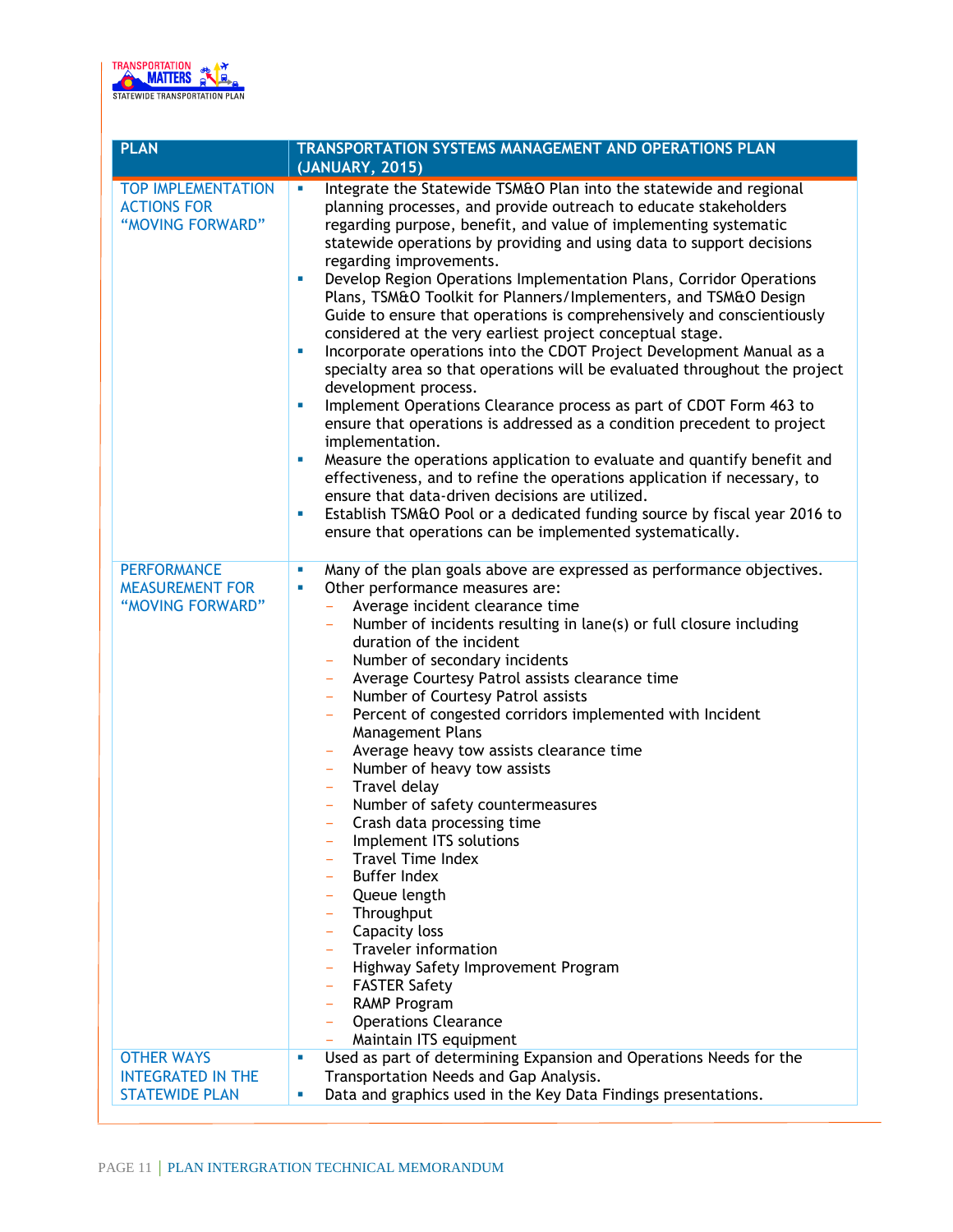| PLAN | TRANSPORTATION SYSTEMS MANAGEMENT AND OPERATIONS PLAN (JANUARY, 2015) |
|---|---|
| TOP IMPLEMENTATION ACTIONS FOR "MOVING FORWARD" | ▪ Integrate the Statewide TSM&O Plan into the statewide and regional planning processes, and provide outreach to educate stakeholders regarding purpose, benefit, and value of implementing systematic statewide operations by providing and using data to support decisions regarding improvements.<br>▪ Develop Region Operations Implementation Plans, Corridor Operations Plans, TSM&O Toolkit for Planners/Implementers, and TSM&O Design Guide to ensure that operations is comprehensively and conscientiously considered at the very earliest project conceptual stage.<br>▪ Incorporate operations into the CDOT Project Development Manual as a specialty area so that operations will be evaluated throughout the project development process.<br>▪ Implement Operations Clearance process as part of CDOT Form 463 to ensure that operations is addressed as a condition precedent to project implementation.<br>▪ Measure the operations application to evaluate and quantify benefit and effectiveness, and to refine the operations application if necessary, to ensure that data-driven decisions are utilized.<br>▪ Establish TSM&O Pool or a dedicated funding source by fiscal year 2016 to ensure that operations can be implemented systematically. |
| PERFORMANCE MEASUREMENT FOR "MOVING FORWARD" | ▪ Many of the plan goals above are expressed as performance objectives.<br>▪ Other performance measures are:<br>– Average incident clearance time<br>– Number of incidents resulting in lane(s) or full closure including duration of the incident<br>– Number of secondary incidents<br>– Average Courtesy Patrol assists clearance time<br>– Number of Courtesy Patrol assists<br>– Percent of congested corridors implemented with Incident Management Plans<br>– Average heavy tow assists clearance time<br>– Number of heavy tow assists<br>– Travel delay<br>– Number of safety countermeasures<br>– Crash data processing time<br>– Implement ITS solutions<br>– Travel Time Index<br>– Buffer Index<br>– Queue length<br>– Throughput<br>– Capacity loss<br>– Traveler information<br>– Highway Safety Improvement Program<br>– FASTER Safety<br>– RAMP Program<br>– Operations Clearance<br>– Maintain ITS equipment |
| OTHER WAYS INTEGRATED IN THE STATEWIDE PLAN | ▪ Used as part of determining Expansion and Operations Needs for the Transportation Needs and Gap Analysis.<br>▪ Data and graphics used in the Key Data Findings presentations. |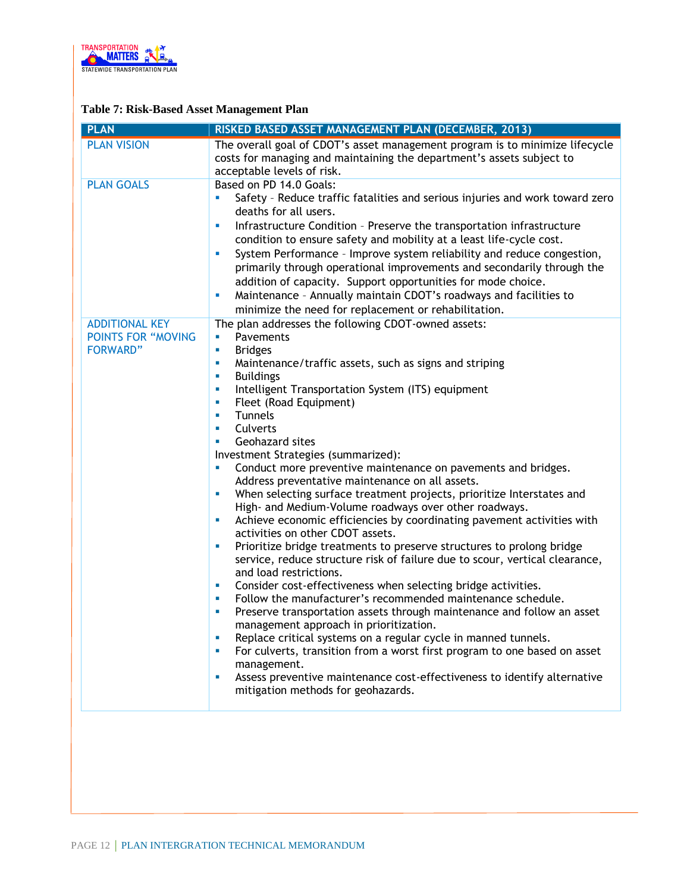**Table 7: Risk-Based Asset Management Plan**

| PLAN | RISKED BASED ASSET MANAGEMENT PLAN (DECEMBER, 2013) |
|---|---|
| PLAN VISION | The overall goal of CDOT's asset management program is to minimize lifecycle costs for managing and maintaining the department's assets subject to acceptable levels of risk. |
| PLAN GOALS | Based on PD 14.0 Goals:<br>▪ Safety – Reduce traffic fatalities and serious injuries and work toward zero deaths for all users.<br>▪ Infrastructure Condition – Preserve the transportation infrastructure condition to ensure safety and mobility at a least life-cycle cost.<br>▪ System Performance – Improve system reliability and reduce congestion, primarily through operational improvements and secondarily through the addition of capacity. Support opportunities for mode choice.<br>▪ Maintenance – Annually maintain CDOT's roadways and facilities to minimize the need for replacement or rehabilitation. |
| ADDITIONAL KEY POINTS FOR "MOVING FORWARD" | The plan addresses the following CDOT-owned assets:<br>▪ Pavements<br>▪ Bridges<br>▪ Maintenance/traffic assets, such as signs and striping<br>▪ Buildings<br>▪ Intelligent Transportation System (ITS) equipment<br>▪ Fleet (Road Equipment)<br>▪ Tunnels<br>▪ Culverts<br>▪ Geohazard sites<br>Investment Strategies (summarized):<br>▪ Conduct more preventive maintenance on pavements and bridges. Address preventative maintenance on all assets.<br>▪ When selecting surface treatment projects, prioritize Interstates and High- and Medium-Volume roadways over other roadways.<br>▪ Achieve economic efficiencies by coordinating pavement activities with activities on other CDOT assets.<br>▪ Prioritize bridge treatments to preserve structures to prolong bridge service, reduce structure risk of failure due to scour, vertical clearance, and load restrictions.<br>▪ Consider cost-effectiveness when selecting bridge activities.<br>▪ Follow the manufacturer's recommended maintenance schedule.<br>▪ Preserve transportation assets through maintenance and follow an asset management approach in prioritization.<br>▪ Replace critical systems on a regular cycle in manned tunnels.<br>▪ For culverts, transition from a worst first program to one based on asset management.<br>▪ Assess preventive maintenance cost-effectiveness to identify alternative mitigation methods for geohazards. |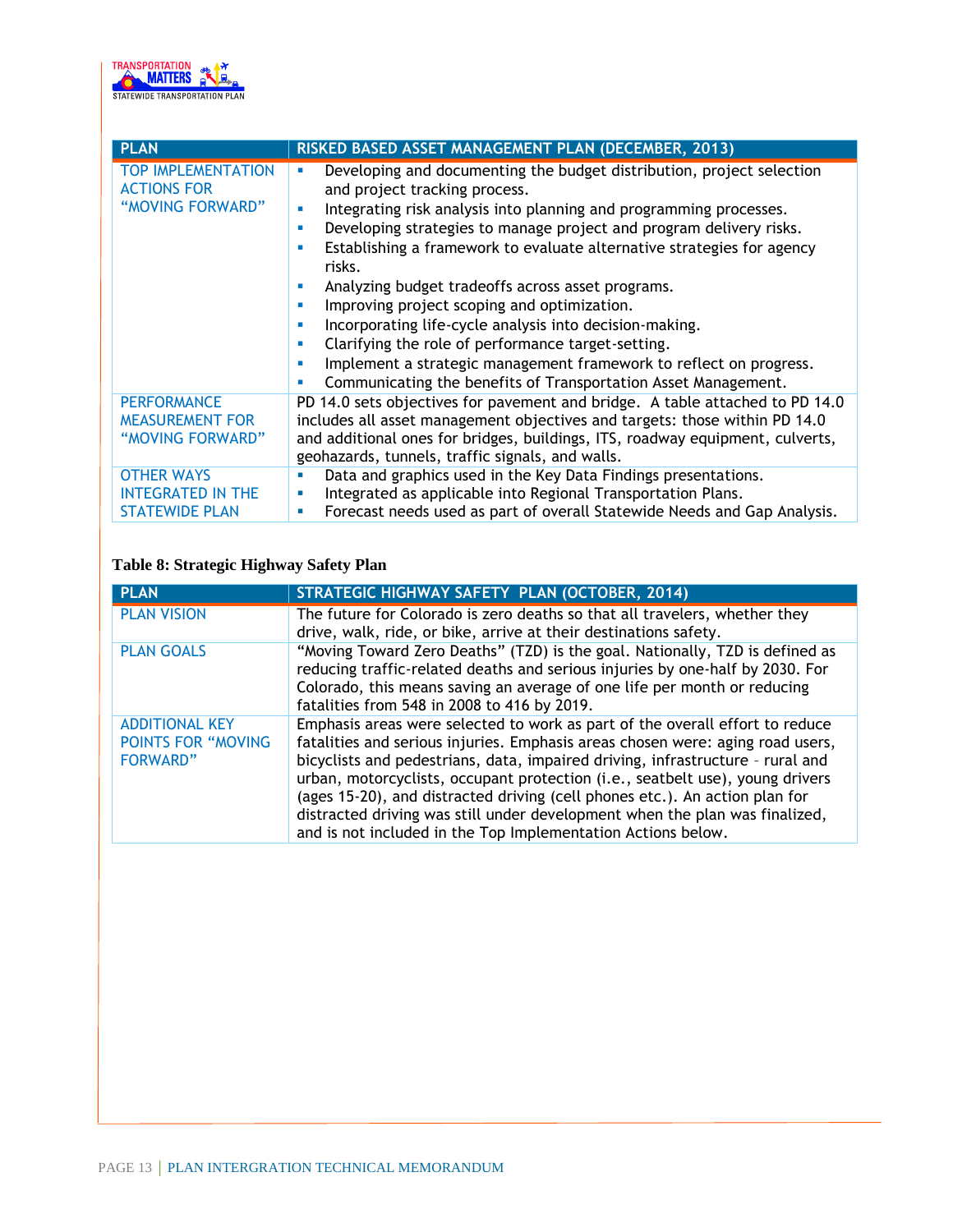| PLAN | RISKED BASED ASSET MANAGEMENT PLAN (DECEMBER, 2013) |
|---|---|
| TOP IMPLEMENTATION ACTIONS FOR "MOVING FORWARD" | ▪ Developing and documenting the budget distribution, project selection and project tracking process.<br>▪ Integrating risk analysis into planning and programming processes.<br>▪ Developing strategies to manage project and program delivery risks.<br>▪ Establishing a framework to evaluate alternative strategies for agency risks.<br>▪ Analyzing budget tradeoffs across asset programs.<br>▪ Improving project scoping and optimization.<br>▪ Incorporating life-cycle analysis into decision-making.<br>▪ Clarifying the role of performance target-setting.<br>▪ Implement a strategic management framework to reflect on progress.<br>▪ Communicating the benefits of Transportation Asset Management. |
| PERFORMANCE MEASUREMENT FOR "MOVING FORWARD" | PD 14.0 sets objectives for pavement and bridge. A table attached to PD 14.0 includes all asset management objectives and targets: those within PD 14.0 and additional ones for bridges, buildings, ITS, roadway equipment, culverts, geohazards, tunnels, traffic signals, and walls. |
| OTHER WAYS INTEGRATED IN THE STATEWIDE PLAN | ▪ Data and graphics used in the Key Data Findings presentations.<br>▪ Integrated as applicable into Regional Transportation Plans.<br>▪ Forecast needs used as part of overall Statewide Needs and Gap Analysis. |

**Table 8: Strategic Highway Safety Plan**

| PLAN | STRATEGIC HIGHWAY SAFETY PLAN (OCTOBER, 2014) |
|---|---|
| PLAN VISION | The future for Colorado is zero deaths so that all travelers, whether they drive, walk, ride, or bike, arrive at their destinations safety. |
| PLAN GOALS | "Moving Toward Zero Deaths" (TZD) is the goal. Nationally, TZD is defined as reducing traffic-related deaths and serious injuries by one-half by 2030. For Colorado, this means saving an average of one life per month or reducing fatalities from 548 in 2008 to 416 by 2019. |
| ADDITIONAL KEY POINTS FOR "MOVING FORWARD" | Emphasis areas were selected to work as part of the overall effort to reduce fatalities and serious injuries. Emphasis areas chosen were: aging road users, bicyclists and pedestrians, data, impaired driving, infrastructure – rural and urban, motorcyclists, occupant protection (i.e., seatbelt use), young drivers (ages 15-20), and distracted driving (cell phones etc.). An action plan for distracted driving was still under development when the plan was finalized, and is not included in the Top Implementation Actions below. |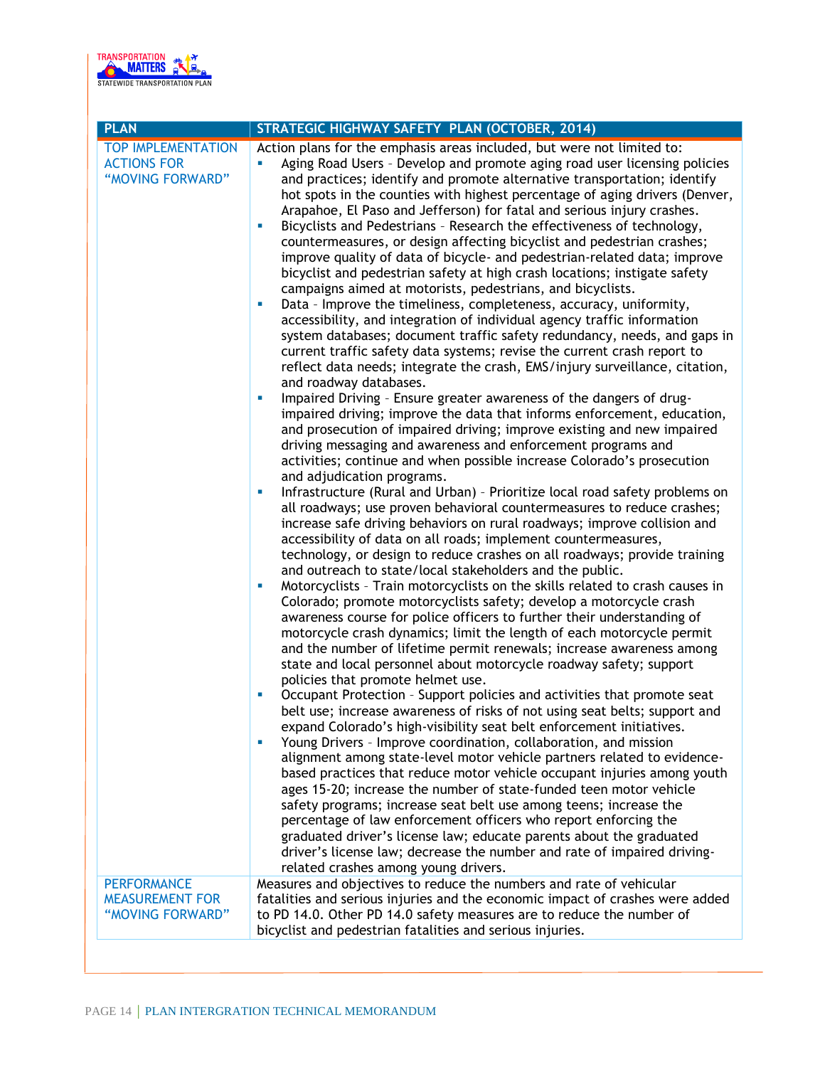| PLAN | STRATEGIC HIGHWAY SAFETY PLAN (OCTOBER, 2014) |
| --- | --- |
| TOP IMPLEMENTATION ACTIONS FOR "MOVING FORWARD" | Action plans for the emphasis areas included, but were not limited to:<br>▪ Aging Road Users – Develop and promote aging road user licensing policies and practices; identify and promote alternative transportation; identify hot spots in the counties with highest percentage of aging drivers (Denver, Arapahoe, El Paso and Jefferson) for fatal and serious injury crashes.<br>▪ Bicyclists and Pedestrians – Research the effectiveness of technology, countermeasures, or design affecting bicyclist and pedestrian crashes; improve quality of data of bicycle- and pedestrian-related data; improve bicyclist and pedestrian safety at high crash locations; instigate safety campaigns aimed at motorists, pedestrians, and bicyclists.<br>▪ Data – Improve the timeliness, completeness, accuracy, uniformity, accessibility, and integration of individual agency traffic information system databases; document traffic safety redundancy, needs, and gaps in current traffic safety data systems; revise the current crash report to reflect data needs; integrate the crash, EMS/injury surveillance, citation, and roadway databases.<br>▪ Impaired Driving – Ensure greater awareness of the dangers of drug-impaired driving; improve the data that informs enforcement, education, and prosecution of impaired driving; improve existing and new impaired driving messaging and awareness and enforcement programs and activities; continue and when possible increase Colorado's prosecution and adjudication programs.<br>▪ Infrastructure (Rural and Urban) – Prioritize local road safety problems on all roadways; use proven behavioral countermeasures to reduce crashes; increase safe driving behaviors on rural roadways; improve collision and accessibility of data on all roads; implement countermeasures, technology, or design to reduce crashes on all roadways; provide training and outreach to state/local stakeholders and the public.<br>▪ Motorcyclists – Train motorcyclists on the skills related to crash causes in Colorado; promote motorcyclists safety; develop a motorcycle crash awareness course for police officers to further their understanding of motorcycle crash dynamics; limit the length of each motorcycle permit and the number of lifetime permit renewals; increase awareness among state and local personnel about motorcycle roadway safety; support policies that promote helmet use.<br>▪ Occupant Protection – Support policies and activities that promote seat belt use; increase awareness of risks of not using seat belts; support and expand Colorado's high-visibility seat belt enforcement initiatives.<br>▪ Young Drivers – Improve coordination, collaboration, and mission alignment among state-level motor vehicle partners related to evidence-based practices that reduce motor vehicle occupant injuries among youth ages 15-20; increase the number of state-funded teen motor vehicle safety programs; increase seat belt use among teens; increase the percentage of law enforcement officers who report enforcing the graduated driver's license law; educate parents about the graduated driver's license law; decrease the number and rate of impaired driving-related crashes among young drivers. |
| PERFORMANCE MEASUREMENT FOR "MOVING FORWARD" | Measures and objectives to reduce the numbers and rate of vehicular fatalities and serious injuries and the economic impact of crashes were added to PD 14.0. Other PD 14.0 safety measures are to reduce the number of bicyclist and pedestrian fatalities and serious injuries. |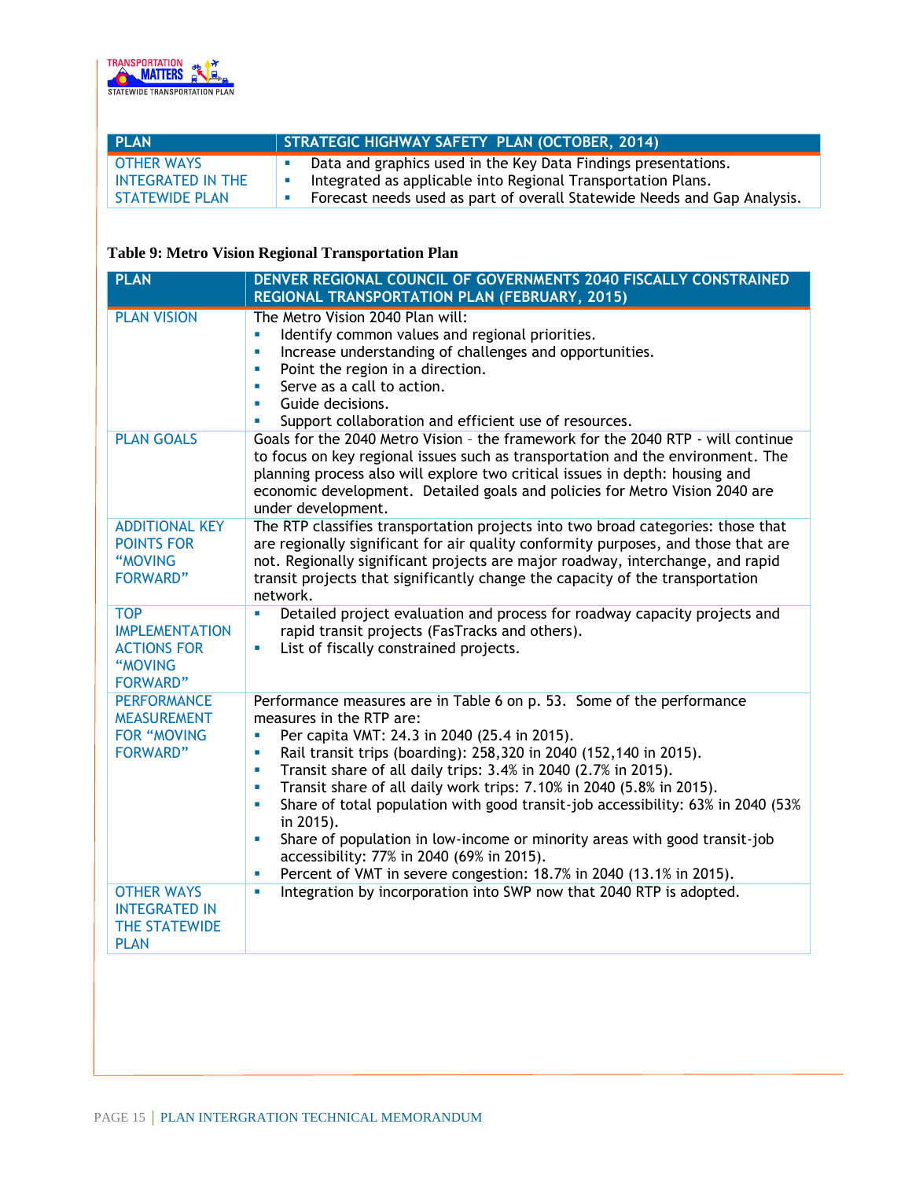| PLAN | STRATEGIC HIGHWAY SAFETY PLAN (OCTOBER, 2014) |
|---|---|
| OTHER WAYS INTEGRATED IN THE STATEWIDE PLAN | ▪ Data and graphics used in the Key Data Findings presentations.<br>▪ Integrated as applicable into Regional Transportation Plans.<br>▪ Forecast needs used as part of overall Statewide Needs and Gap Analysis. |

**Table 9: Metro Vision Regional Transportation Plan**

| PLAN | DENVER REGIONAL COUNCIL OF GOVERNMENTS 2040 FISCALLY CONSTRAINED REGIONAL TRANSPORTATION PLAN (FEBRUARY, 2015) |
|---|---|
| PLAN VISION | The Metro Vision 2040 Plan will:<br>▪ Identify common values and regional priorities.<br>▪ Increase understanding of challenges and opportunities.<br>▪ Point the region in a direction.<br>▪ Serve as a call to action.<br>▪ Guide decisions.<br>▪ Support collaboration and efficient use of resources. |
| PLAN GOALS | Goals for the 2040 Metro Vision – the framework for the 2040 RTP - will continue to focus on key regional issues such as transportation and the environment. The planning process also will explore two critical issues in depth: housing and economic development. Detailed goals and policies for Metro Vision 2040 are under development. |
| ADDITIONAL KEY POINTS FOR "MOVING FORWARD" | The RTP classifies transportation projects into two broad categories: those that are regionally significant for air quality conformity purposes, and those that are not. Regionally significant projects are major roadway, interchange, and rapid transit projects that significantly change the capacity of the transportation network. |
| TOP IMPLEMENTATION ACTIONS FOR "MOVING FORWARD" | ▪ Detailed project evaluation and process for roadway capacity projects and rapid transit projects (FasTracks and others).<br>▪ List of fiscally constrained projects. |
| PERFORMANCE MEASUREMENT FOR "MOVING FORWARD" | Performance measures are in Table 6 on p. 53. Some of the performance measures in the RTP are:<br>▪ Per capita VMT: 24.3 in 2040 (25.4 in 2015).<br>▪ Rail transit trips (boarding): 258,320 in 2040 (152,140 in 2015).<br>▪ Transit share of all daily trips: 3.4% in 2040 (2.7% in 2015).<br>▪ Transit share of all daily work trips: 7.10% in 2040 (5.8% in 2015).<br>▪ Share of total population with good transit-job accessibility: 63% in 2040 (53% in 2015).<br>▪ Share of population in low-income or minority areas with good transit-job accessibility: 77% in 2040 (69% in 2015).<br>▪ Percent of VMT in severe congestion: 18.7% in 2040 (13.1% in 2015). |
| OTHER WAYS INTEGRATED IN THE STATEWIDE PLAN | ▪ Integration by incorporation into SWP now that 2040 RTP is adopted. |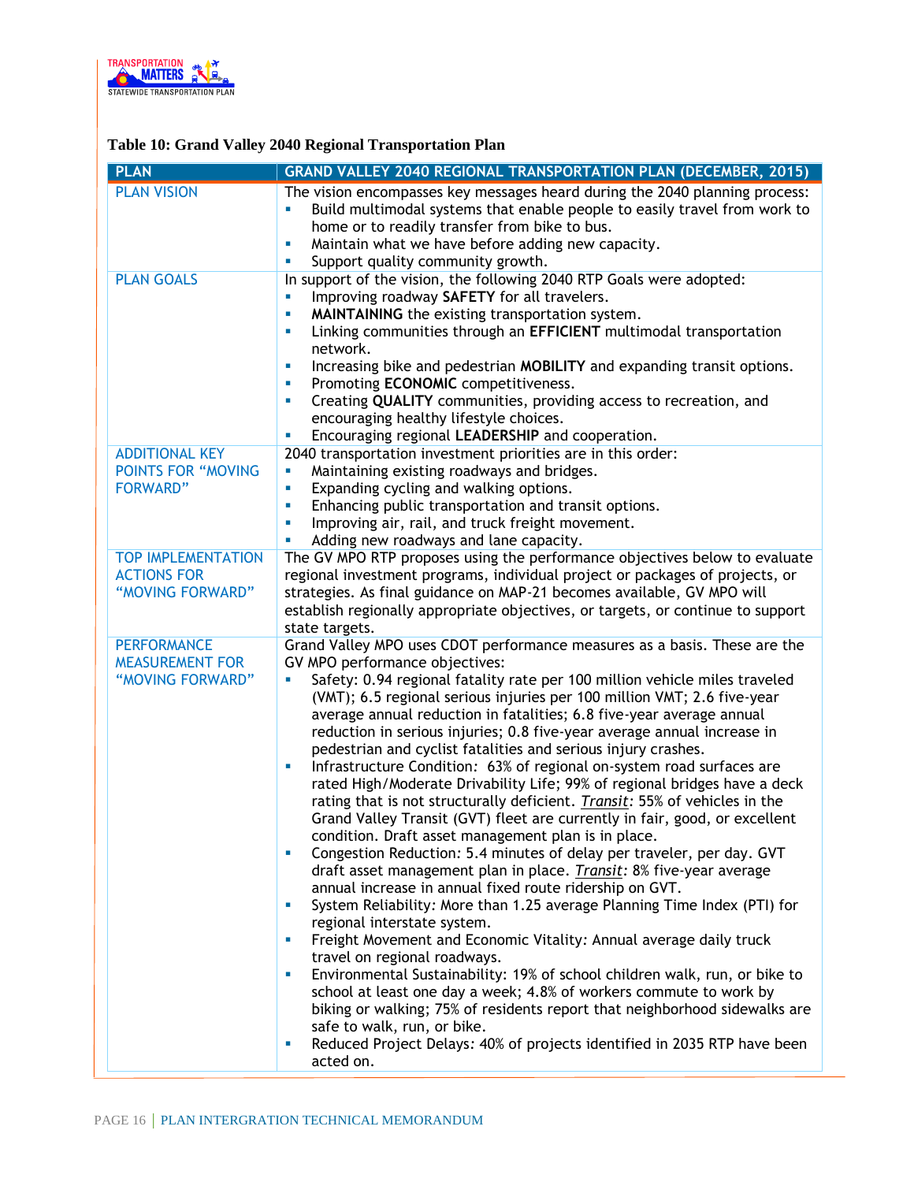**Table 10: Grand Valley 2040 Regional Transportation Plan**

| PLAN | GRAND VALLEY 2040 REGIONAL TRANSPORTATION PLAN (DECEMBER, 2015) |
|---|---|
| PLAN VISION | The vision encompasses key messages heard during the 2040 planning process:<br>▪ Build multimodal systems that enable people to easily travel from work to home or to readily transfer from bike to bus.<br>▪ Maintain what we have before adding new capacity.<br>▪ Support quality community growth. |
| PLAN GOALS | In support of the vision, the following 2040 RTP Goals were adopted:<br>▪ Improving roadway **SAFETY** for all travelers.<br>▪ **MAINTAINING** the existing transportation system.<br>▪ Linking communities through an **EFFICIENT** multimodal transportation network.<br>▪ Increasing bike and pedestrian **MOBILITY** and expanding transit options.<br>▪ Promoting **ECONOMIC** competitiveness.<br>▪ Creating **QUALITY** communities, providing access to recreation, and encouraging healthy lifestyle choices.<br>▪ Encouraging regional **LEADERSHIP** and cooperation. |
| ADDITIONAL KEY POINTS FOR "MOVING FORWARD" | 2040 transportation investment priorities are in this order:<br>▪ Maintaining existing roadways and bridges.<br>▪ Expanding cycling and walking options.<br>▪ Enhancing public transportation and transit options.<br>▪ Improving air, rail, and truck freight movement.<br>▪ Adding new roadways and lane capacity. |
| TOP IMPLEMENTATION ACTIONS FOR "MOVING FORWARD" | The GV MPO RTP proposes using the performance objectives below to evaluate regional investment programs, individual project or packages of projects, or strategies. As final guidance on MAP-21 becomes available, GV MPO will establish regionally appropriate objectives, or targets, or continue to support state targets. |
| PERFORMANCE MEASUREMENT FOR "MOVING FORWARD" | Grand Valley MPO uses CDOT performance measures as a basis. These are the GV MPO performance objectives:<br>▪ Safety: 0.94 regional fatality rate per 100 million vehicle miles traveled (VMT); 6.5 regional serious injuries per 100 million VMT; 2.6 five-year average annual reduction in fatalities; 6.8 five-year average annual reduction in serious injuries; 0.8 five-year average annual increase in pedestrian and cyclist fatalities and serious injury crashes.<br>▪ Infrastructure Condition: 63% of regional on-system road surfaces are rated High/Moderate Drivability Life; 99% of regional bridges have a deck rating that is not structurally deficient. ***Transit:*** 55% of vehicles in the Grand Valley Transit (GVT) fleet are currently in fair, good, or excellent condition. Draft asset management plan is in place.<br>▪ Congestion Reduction: 5.4 minutes of delay per traveler, per day. GVT draft asset management plan in place. ***Transit:*** 8% five-year average annual increase in annual fixed route ridership on GVT.<br>▪ System Reliability: More than 1.25 average Planning Time Index (PTI) for regional interstate system.<br>▪ Freight Movement and Economic Vitality: Annual average daily truck travel on regional roadways.<br>▪ Environmental Sustainability: 19% of school children walk, run, or bike to school at least one day a week; 4.8% of workers commute to work by biking or walking; 75% of residents report that neighborhood sidewalks are safe to walk, run, or bike.<br>▪ Reduced Project Delays: 40% of projects identified in 2035 RTP have been acted on. |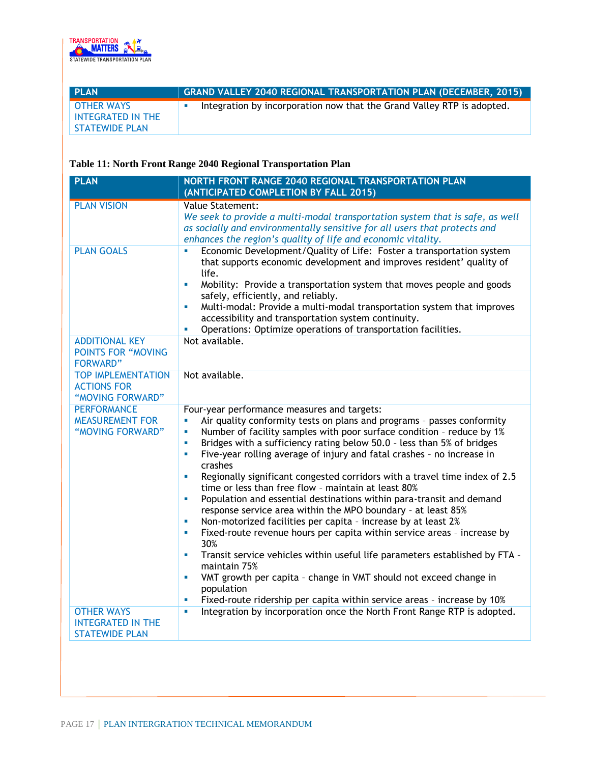| PLAN | GRAND VALLEY 2040 REGIONAL TRANSPORTATION PLAN (DECEMBER, 2015) |
|---|---|
| OTHER WAYS INTEGRATED IN THE STATEWIDE PLAN | ▪ Integration by incorporation now that the Grand Valley RTP is adopted. |

**Table 11: North Front Range 2040 Regional Transportation Plan**

| PLAN | NORTH FRONT RANGE 2040 REGIONAL TRANSPORTATION PLAN (ANTICIPATED COMPLETION BY FALL 2015) |
|---|---|
| PLAN VISION | Value Statement:<br>*We seek to provide a multi-modal transportation system that is safe, as well as socially and environmentally sensitive for all users that protects and enhances the region's quality of life and economic vitality.* |
| PLAN GOALS | ▪ Economic Development/Quality of Life: Foster a transportation system that supports economic development and improves resident' quality of life.<br>▪ Mobility: Provide a transportation system that moves people and goods safely, efficiently, and reliably.<br>▪ Multi-modal: Provide a multi-modal transportation system that improves accessibility and transportation system continuity.<br>▪ Operations: Optimize operations of transportation facilities. |
| ADDITIONAL KEY POINTS FOR "MOVING FORWARD" | Not available. |
| TOP IMPLEMENTATION ACTIONS FOR "MOVING FORWARD" | Not available. |
| PERFORMANCE MEASUREMENT FOR "MOVING FORWARD" | Four-year performance measures and targets:<br>▪ Air quality conformity tests on plans and programs – passes conformity<br>▪ Number of facility samples with poor surface condition – reduce by 1%<br>▪ Bridges with a sufficiency rating below 50.0 – less than 5% of bridges<br>▪ Five-year rolling average of injury and fatal crashes – no increase in crashes<br>▪ Regionally significant congested corridors with a travel time index of 2.5 time or less than free flow – maintain at least 80%<br>▪ Population and essential destinations within para-transit and demand response service area within the MPO boundary – at least 85%<br>▪ Non-motorized facilities per capita – increase by at least 2%<br>▪ Fixed-route revenue hours per capita within service areas – increase by 30%<br>▪ Transit service vehicles within useful life parameters established by FTA – maintain 75%<br>▪ VMT growth per capita – change in VMT should not exceed change in population<br>▪ Fixed-route ridership per capita within service areas – increase by 10% |
| OTHER WAYS INTEGRATED IN THE STATEWIDE PLAN | ▪ Integration by incorporation once the North Front Range RTP is adopted. |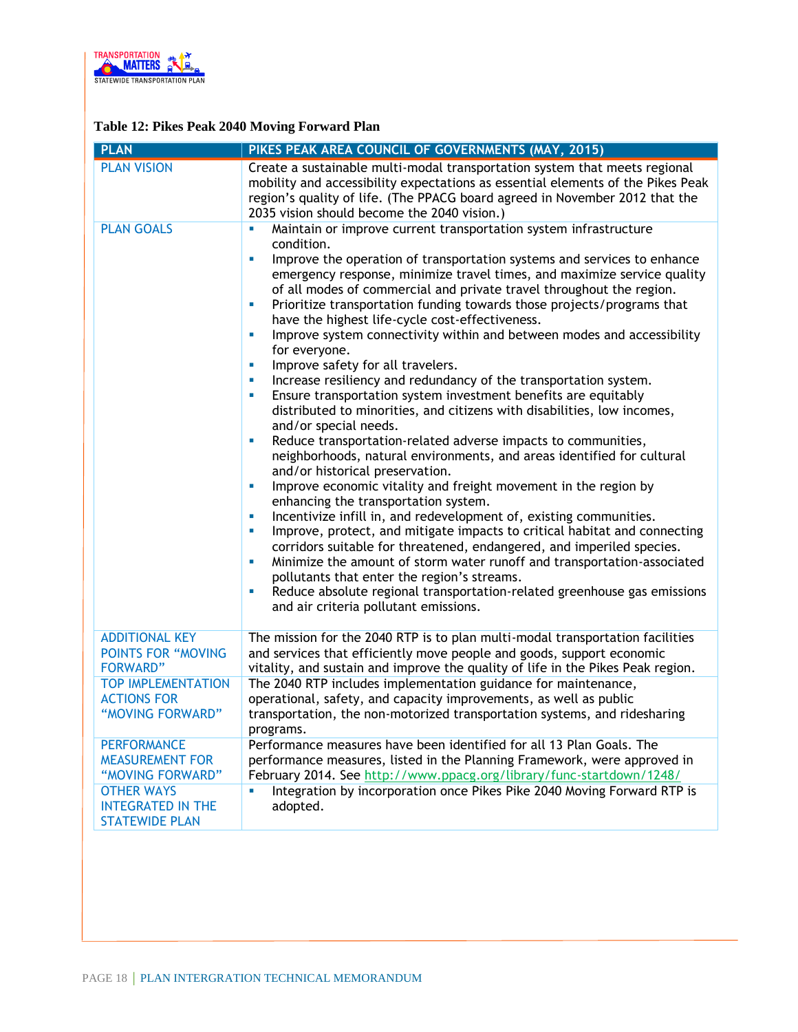**Table 12: Pikes Peak 2040 Moving Forward Plan**

| PLAN | PIKES PEAK AREA COUNCIL OF GOVERNMENTS (MAY, 2015) |
|---|---|
| PLAN VISION | Create a sustainable multi-modal transportation system that meets regional mobility and accessibility expectations as essential elements of the Pikes Peak region's quality of life. (The PPACG board agreed in November 2012 that the 2035 vision should become the 2040 vision.) |
| PLAN GOALS | ▪ Maintain or improve current transportation system infrastructure condition.<br>▪ Improve the operation of transportation systems and services to enhance emergency response, minimize travel times, and maximize service quality of all modes of commercial and private travel throughout the region.<br>▪ Prioritize transportation funding towards those projects/programs that have the highest life-cycle cost-effectiveness.<br>▪ Improve system connectivity within and between modes and accessibility for everyone.<br>▪ Improve safety for all travelers.<br>▪ Increase resiliency and redundancy of the transportation system.<br>▪ Ensure transportation system investment benefits are equitably distributed to minorities, and citizens with disabilities, low incomes, and/or special needs.<br>▪ Reduce transportation-related adverse impacts to communities, neighborhoods, natural environments, and areas identified for cultural and/or historical preservation.<br>▪ Improve economic vitality and freight movement in the region by enhancing the transportation system.<br>▪ Incentivize infill in, and redevelopment of, existing communities.<br>▪ Improve, protect, and mitigate impacts to critical habitat and connecting corridors suitable for threatened, endangered, and imperiled species.<br>▪ Minimize the amount of storm water runoff and transportation-associated pollutants that enter the region's streams.<br>▪ Reduce absolute regional transportation-related greenhouse gas emissions and air criteria pollutant emissions. |
| ADDITIONAL KEY POINTS FOR "MOVING FORWARD" | The mission for the 2040 RTP is to plan multi-modal transportation facilities and services that efficiently move people and goods, support economic vitality, and sustain and improve the quality of life in the Pikes Peak region. |
| TOP IMPLEMENTATION ACTIONS FOR "MOVING FORWARD" | The 2040 RTP includes implementation guidance for maintenance, operational, safety, and capacity improvements, as well as public transportation, the non-motorized transportation systems, and ridesharing programs. |
| PERFORMANCE MEASUREMENT FOR "MOVING FORWARD" | Performance measures have been identified for all 13 Plan Goals. The performance measures, listed in the Planning Framework, were approved in February 2014. See http://www.ppacg.org/library/func-startdown/1248/ |
| OTHER WAYS INTEGRATED IN THE STATEWIDE PLAN | ▪ Integration by incorporation once Pikes Pike 2040 Moving Forward RTP is adopted. |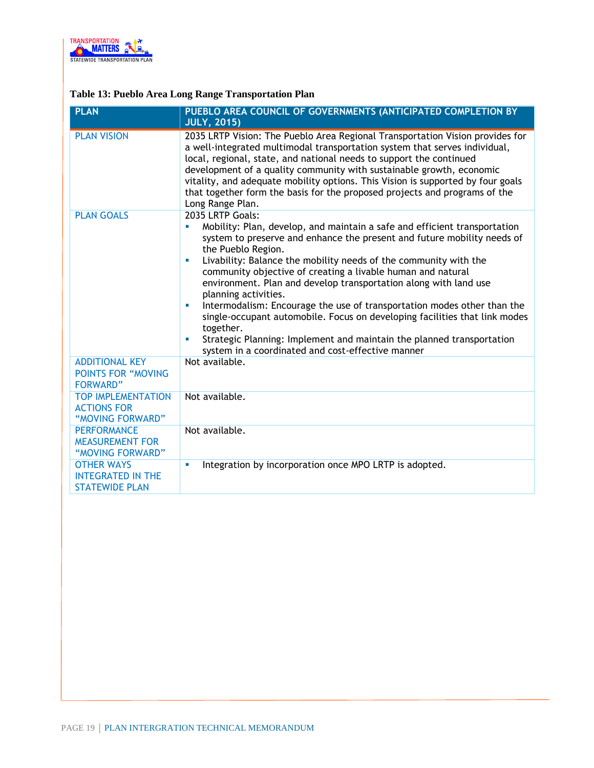**Table 13: Pueblo Area Long Range Transportation Plan**

| PLAN | PUEBLO AREA COUNCIL OF GOVERNMENTS (ANTICIPATED COMPLETION BY JULY, 2015) |
|---|---|
| PLAN VISION | 2035 LRTP Vision: The Pueblo Area Regional Transportation Vision provides for a well-integrated multimodal transportation system that serves individual, local, regional, state, and national needs to support the continued development of a quality community with sustainable growth, economic vitality, and adequate mobility options. This Vision is supported by four goals that together form the basis for the proposed projects and programs of the Long Range Plan. |
| PLAN GOALS | 2035 LRTP Goals:<br>▪ Mobility: Plan, develop, and maintain a safe and efficient transportation system to preserve and enhance the present and future mobility needs of the Pueblo Region.<br>▪ Livability: Balance the mobility needs of the community with the community objective of creating a livable human and natural environment. Plan and develop transportation along with land use planning activities.<br>▪ Intermodalism: Encourage the use of transportation modes other than the single-occupant automobile. Focus on developing facilities that link modes together.<br>▪ Strategic Planning: Implement and maintain the planned transportation system in a coordinated and cost-effective manner |
| ADDITIONAL KEY POINTS FOR "MOVING FORWARD" | Not available. |
| TOP IMPLEMENTATION ACTIONS FOR "MOVING FORWARD" | Not available. |
| PERFORMANCE MEASUREMENT FOR "MOVING FORWARD" | Not available. |
| OTHER WAYS INTEGRATED IN THE STATEWIDE PLAN | ▪ Integration by incorporation once MPO LRTP is adopted. |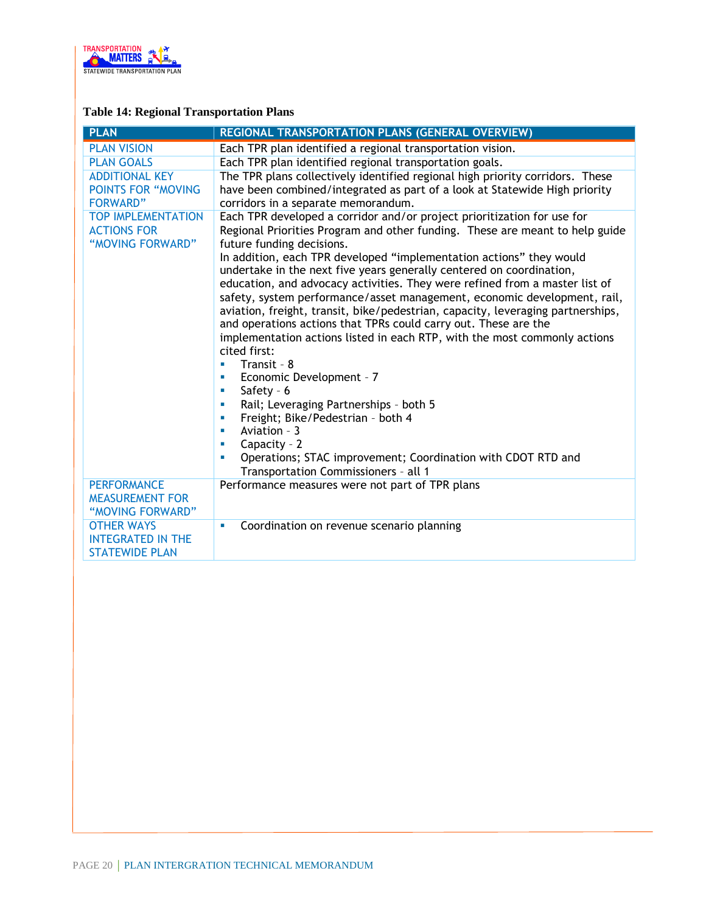**Table 14: Regional Transportation Plans**

| PLAN | REGIONAL TRANSPORTATION PLANS (GENERAL OVERVIEW) |
|---|---|
| PLAN VISION | Each TPR plan identified a regional transportation vision. |
| PLAN GOALS | Each TPR plan identified regional transportation goals. |
| ADDITIONAL KEY POINTS FOR "MOVING FORWARD" | The TPR plans collectively identified regional high priority corridors. These have been combined/integrated as part of a look at Statewide High priority corridors in a separate memorandum. |
| TOP IMPLEMENTATION ACTIONS FOR "MOVING FORWARD" | Each TPR developed a corridor and/or project prioritization for use for Regional Priorities Program and other funding. These are meant to help guide future funding decisions.<br>In addition, each TPR developed "implementation actions" they would undertake in the next five years generally centered on coordination, education, and advocacy activities. They were refined from a master list of safety, system performance/asset management, economic development, rail, aviation, freight, transit, bike/pedestrian, capacity, leveraging partnerships, and operations actions that TPRs could carry out. These are the implementation actions listed in each RTP, with the most commonly actions cited first:<br>▪ Transit – 8<br>▪ Economic Development – 7<br>▪ Safety – 6<br>▪ Rail; Leveraging Partnerships – both 5<br>▪ Freight; Bike/Pedestrian – both 4<br>▪ Aviation – 3<br>▪ Capacity – 2<br>▪ Operations; STAC improvement; Coordination with CDOT RTD and Transportation Commissioners – all 1 |
| PERFORMANCE MEASUREMENT FOR "MOVING FORWARD" | Performance measures were not part of TPR plans |
| OTHER WAYS INTEGRATED IN THE STATEWIDE PLAN | ▪ Coordination on revenue scenario planning |